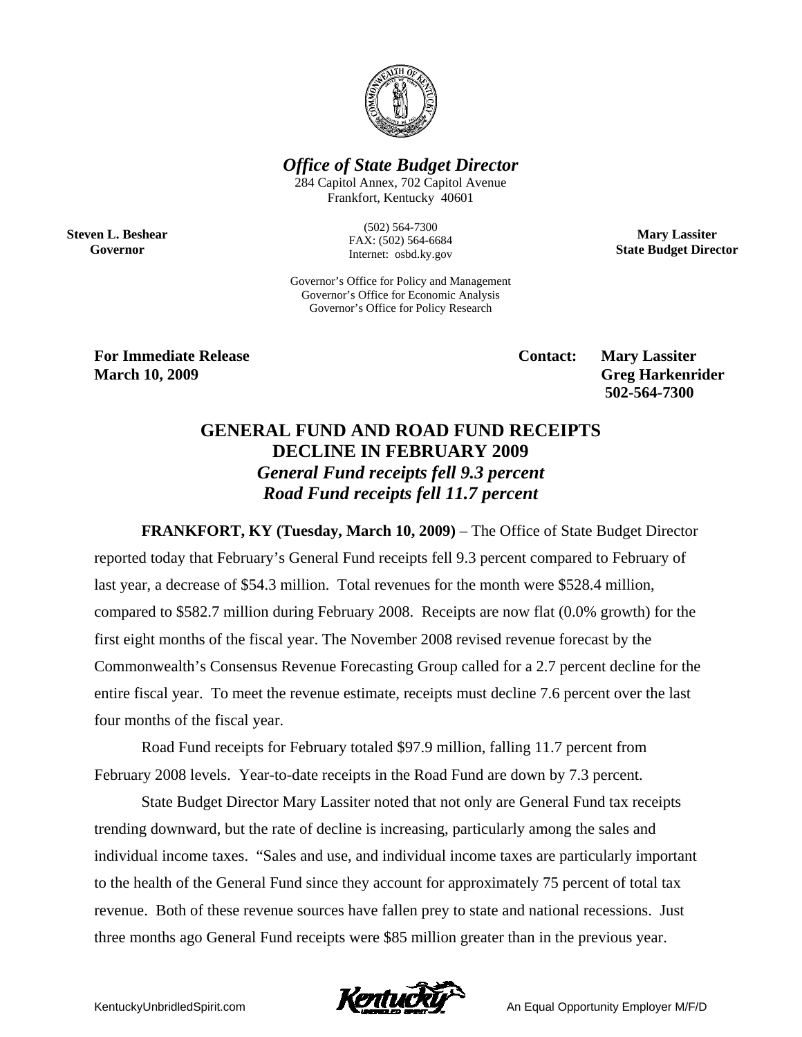***Office of State Budget Director***

284 Capitol Annex, 702 Capitol Avenue
Frankfort, Kentucky 40601

(502) 564-7300
FAX: (502) 564-6684
Internet: osbd.ky.gov

Governor's Office for Policy and Management
Governor's Office for Economic Analysis
Governor's Office for Policy Research

**Steven L. Beshear**
**Governor**

**Mary Lassiter**
**State Budget Director**

**For Immediate Release**
**March 10, 2009**

**Contact: Mary Lassiter**
**Greg Harkenrider**
**502-564-7300**

## GENERAL FUND AND ROAD FUND RECEIPTS DECLINE IN FEBRUARY 2009

### *General Fund receipts fell 9.3 percent*
### *Road Fund receipts fell 11.7 percent*

**FRANKFORT, KY (Tuesday, March 10, 2009)** – The Office of State Budget Director reported today that February's General Fund receipts fell 9.3 percent compared to February of last year, a decrease of $54.3 million. Total revenues for the month were $528.4 million, compared to $582.7 million during February 2008. Receipts are now flat (0.0% growth) for the first eight months of the fiscal year. The November 2008 revised revenue forecast by the Commonwealth's Consensus Revenue Forecasting Group called for a 2.7 percent decline for the entire fiscal year. To meet the revenue estimate, receipts must decline 7.6 percent over the last four months of the fiscal year.

Road Fund receipts for February totaled $97.9 million, falling 11.7 percent from February 2008 levels. Year-to-date receipts in the Road Fund are down by 7.3 percent.

State Budget Director Mary Lassiter noted that not only are General Fund tax receipts trending downward, but the rate of decline is increasing, particularly among the sales and individual income taxes. "Sales and use, and individual income taxes are particularly important to the health of the General Fund since they account for approximately 75 percent of total tax revenue. Both of these revenue sources have fallen prey to state and national recessions. Just three months ago General Fund receipts were $85 million greater than in the previous year.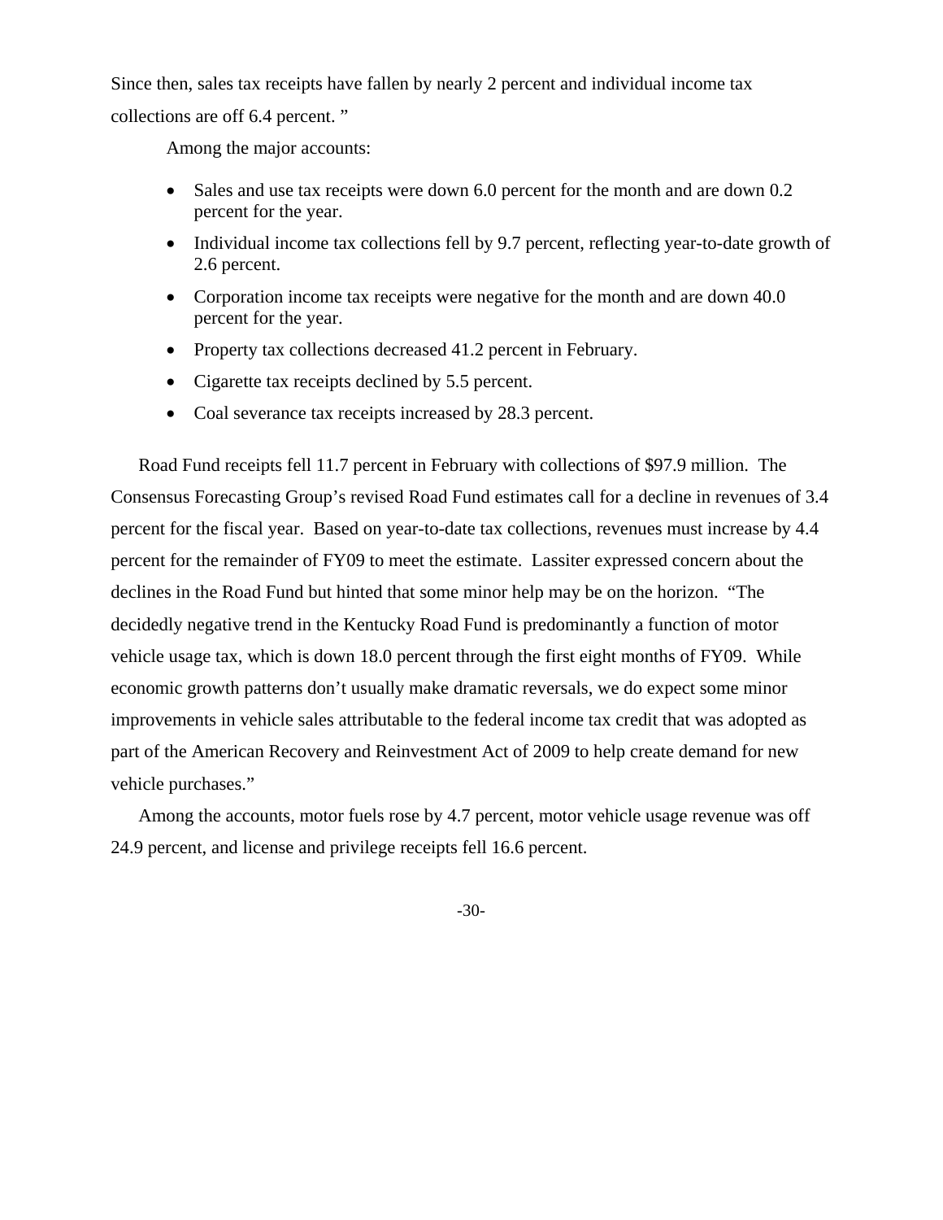Since then, sales tax receipts have fallen by nearly 2 percent and individual income tax collections are off 6.4 percent. "

Among the major accounts:

- Sales and use tax receipts were down 6.0 percent for the month and are down 0.2 percent for the year.
- Individual income tax collections fell by 9.7 percent, reflecting year-to-date growth of 2.6 percent.
- Corporation income tax receipts were negative for the month and are down 40.0 percent for the year.
- Property tax collections decreased 41.2 percent in February.
- Cigarette tax receipts declined by 5.5 percent.
- Coal severance tax receipts increased by 28.3 percent.

Road Fund receipts fell 11.7 percent in February with collections of $97.9 million. The Consensus Forecasting Group's revised Road Fund estimates call for a decline in revenues of 3.4 percent for the fiscal year. Based on year-to-date tax collections, revenues must increase by 4.4 percent for the remainder of FY09 to meet the estimate. Lassiter expressed concern about the declines in the Road Fund but hinted that some minor help may be on the horizon. "The decidedly negative trend in the Kentucky Road Fund is predominantly a function of motor vehicle usage tax, which is down 18.0 percent through the first eight months of FY09. While economic growth patterns don't usually make dramatic reversals, we do expect some minor improvements in vehicle sales attributable to the federal income tax credit that was adopted as part of the American Recovery and Reinvestment Act of 2009 to help create demand for new vehicle purchases."

Among the accounts, motor fuels rose by 4.7 percent, motor vehicle usage revenue was off 24.9 percent, and license and privilege receipts fell 16.6 percent.

-30-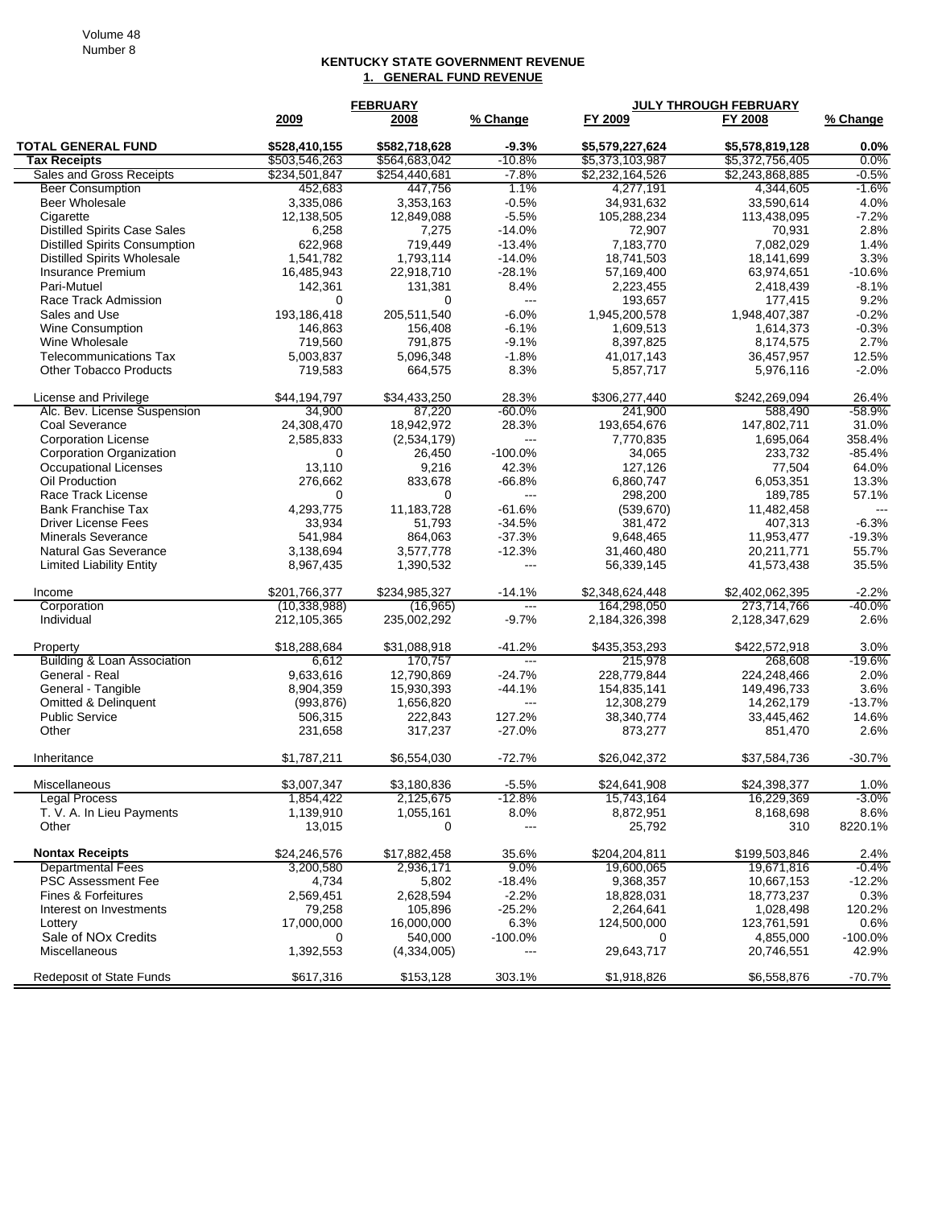## KENTUCKY STATE GOVERNMENT REVENUE

### 1. GENERAL FUND REVENUE

| | FEBRUARY | | | JULY THROUGH FEBRUARY | | |
|---|---|---|---|---|---|---|
| | 2009 | 2008 | % Change | FY 2009 | FY 2008 | % Change |
| **TOTAL GENERAL FUND** | **$528,410,155** | **$582,718,628** | **-9.3%** | **$5,579,227,624** | **$5,578,819,128** | **0.0%** |
| **Tax Receipts** | $503,546,263 | $564,683,042 | -10.8% | $5,373,103,987 | $5,372,756,405 | 0.0% |
| Sales and Gross Receipts | $234,501,847 | $254,440,681 | -7.8% | $2,232,164,526 | $2,243,868,885 | -0.5% |
| Beer Consumption | 452,683 | 447,756 | 1.1% | 4,277,191 | 4,344,605 | -1.6% |
| Beer Wholesale | 3,335,086 | 3,353,163 | -0.5% | 34,931,632 | 33,590,614 | 4.0% |
| Cigarette | 12,138,505 | 12,849,088 | -5.5% | 105,288,234 | 113,438,095 | -7.2% |
| Distilled Spirits Case Sales | 6,258 | 7,275 | -14.0% | 72,907 | 70,931 | 2.8% |
| Distilled Spirits Consumption | 622,968 | 719,449 | -13.4% | 7,183,770 | 7,082,029 | 1.4% |
| Distilled Spirits Wholesale | 1,541,782 | 1,793,114 | -14.0% | 18,741,503 | 18,141,699 | 3.3% |
| Insurance Premium | 16,485,943 | 22,918,710 | -28.1% | 57,169,400 | 63,974,651 | -10.6% |
| Pari-Mutuel | 142,361 | 131,381 | 8.4% | 2,223,455 | 2,418,439 | -8.1% |
| Race Track Admission | 0 | 0 | --- | 193,657 | 177,415 | 9.2% |
| Sales and Use | 193,186,418 | 205,511,540 | -6.0% | 1,945,200,578 | 1,948,407,387 | -0.2% |
| Wine Consumption | 146,863 | 156,408 | -6.1% | 1,609,513 | 1,614,373 | -0.3% |
| Wine Wholesale | 719,560 | 791,875 | -9.1% | 8,397,825 | 8,174,575 | 2.7% |
| Telecommunications Tax | 5,003,837 | 5,096,348 | -1.8% | 41,017,143 | 36,457,957 | 12.5% |
| Other Tobacco Products | 719,583 | 664,575 | 8.3% | 5,857,717 | 5,976,116 | -2.0% |
| | | | | | | |
| License and Privilege | $44,194,797 | $34,433,250 | 28.3% | $306,277,440 | $242,269,094 | 26.4% |
| Alc. Bev. License Suspension | 34,900 | 87,220 | -60.0% | 241,900 | 588,490 | -58.9% |
| Coal Severance | 24,308,470 | 18,942,972 | 28.3% | 193,654,676 | 147,802,711 | 31.0% |
| Corporation License | 2,585,833 | (2,534,179) | --- | 7,770,835 | 1,695,064 | 358.4% |
| Corporation Organization | 0 | 26,450 | -100.0% | 34,065 | 233,732 | -85.4% |
| Occupational Licenses | 13,110 | 9,216 | 42.3% | 127,126 | 77,504 | 64.0% |
| Oil Production | 276,662 | 833,678 | -66.8% | 6,860,747 | 6,053,351 | 13.3% |
| Race Track License | 0 | 0 | --- | 298,200 | 189,785 | 57.1% |
| Bank Franchise Tax | 4,293,775 | 11,183,728 | -61.6% | (539,670) | 11,482,458 | --- |
| Driver License Fees | 33,934 | 51,793 | -34.5% | 381,472 | 407,313 | -6.3% |
| Minerals Severance | 541,984 | 864,063 | -37.3% | 9,648,465 | 11,953,477 | -19.3% |
| Natural Gas Severance | 3,138,694 | 3,577,778 | -12.3% | 31,460,480 | 20,211,771 | 55.7% |
| Limited Liability Entity | 8,967,435 | 1,390,532 | --- | 56,339,145 | 41,573,438 | 35.5% |
| | | | | | | |
| Income | $201,766,377 | $234,985,327 | -14.1% | $2,348,624,448 | $2,402,062,395 | -2.2% |
| Corporation | (10,338,988) | (16,965) | --- | 164,298,050 | 273,714,766 | -40.0% |
| Individual | 212,105,365 | 235,002,292 | -9.7% | 2,184,326,398 | 2,128,347,629 | 2.6% |
| | | | | | | |
| Property | $18,288,684 | $31,088,918 | -41.2% | $435,353,293 | $422,572,918 | 3.0% |
| Building & Loan Association | 6,612 | 170,757 | --- | 215,978 | 268,608 | -19.6% |
| General - Real | 9,633,616 | 12,790,869 | -24.7% | 228,779,844 | 224,248,466 | 2.0% |
| General - Tangible | 8,904,359 | 15,930,393 | -44.1% | 154,835,141 | 149,496,733 | 3.6% |
| Omitted & Delinquent | (993,876) | 1,656,820 | --- | 12,308,279 | 14,262,179 | -13.7% |
| Public Service | 506,315 | 222,843 | 127.2% | 38,340,774 | 33,445,462 | 14.6% |
| Other | 231,658 | 317,237 | -27.0% | 873,277 | 851,470 | 2.6% |
| | | | | | | |
| Inheritance | $1,787,211 | $6,554,030 | -72.7% | $26,042,372 | $37,584,736 | -30.7% |
| | | | | | | |
| Miscellaneous | $3,007,347 | $3,180,836 | -5.5% | $24,641,908 | $24,398,377 | 1.0% |
| Legal Process | 1,854,422 | 2,125,675 | -12.8% | 15,743,164 | 16,229,369 | -3.0% |
| T. V. A. In Lieu Payments | 1,139,910 | 1,055,161 | 8.0% | 8,872,951 | 8,168,698 | 8.6% |
| Other | 13,015 | 0 | --- | 25,792 | 310 | 8220.1% |
| | | | | | | |
| **Nontax Receipts** | $24,246,576 | $17,882,458 | 35.6% | $204,204,811 | $199,503,846 | 2.4% |
| Departmental Fees | 3,200,580 | 2,936,171 | 9.0% | 19,600,065 | 19,671,816 | -0.4% |
| PSC Assessment Fee | 4,734 | 5,802 | -18.4% | 9,368,357 | 10,667,153 | -12.2% |
| Fines & Forfeitures | 2,569,451 | 2,628,594 | -2.2% | 18,828,031 | 18,773,237 | 0.3% |
| Interest on Investments | 79,258 | 105,896 | -25.2% | 2,264,641 | 1,028,498 | 120.2% |
| Lottery | 17,000,000 | 16,000,000 | 6.3% | 124,500,000 | 123,761,591 | 0.6% |
| Sale of NOx Credits | 0 | 540,000 | -100.0% | 0 | 4,855,000 | -100.0% |
| Miscellaneous | 1,392,553 | (4,334,005) | --- | 29,643,717 | 20,746,551 | 42.9% |
| | | | | | | |
| Redeposit of State Funds | $617,316 | $153,128 | 303.1% | $1,918,826 | $6,558,876 | -70.7% |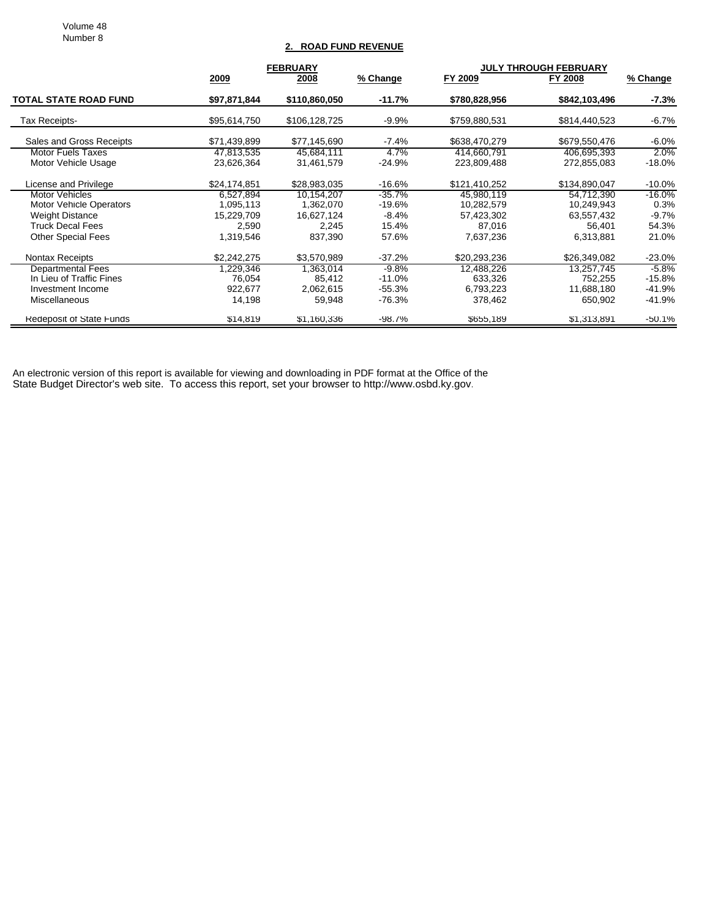## 2. ROAD FUND REVENUE

| | FEBRUARY | | | JULY THROUGH FEBRUARY | | |
|---|---|---|---|---|---|---|
| | 2009 | 2008 | % Change | FY 2009 | FY 2008 | % Change |
| **TOTAL STATE ROAD FUND** | **$97,871,844** | **$110,860,050** | **-11.7%** | **$780,828,956** | **$842,103,496** | **-7.3%** |
| Tax Receipts- | $95,614,750 | $106,128,725 | -9.9% | $759,880,531 | $814,440,523 | -6.7% |
| Sales and Gross Receipts | $71,439,899 | $77,145,690 | -7.4% | $638,470,279 | $679,550,476 | -6.0% |
| Motor Fuels Taxes | 47,813,535 | 45,684,111 | 4.7% | 414,660,791 | 406,695,393 | 2.0% |
| Motor Vehicle Usage | 23,626,364 | 31,461,579 | -24.9% | 223,809,488 | 272,855,083 | -18.0% |
| License and Privilege | $24,174,851 | $28,983,035 | -16.6% | $121,410,252 | $134,890,047 | -10.0% |
| Motor Vehicles | 6,527,894 | 10,154,207 | -35.7% | 45,980,119 | 54,712,390 | -16.0% |
| Motor Vehicle Operators | 1,095,113 | 1,362,070 | -19.6% | 10,282,579 | 10,249,943 | 0.3% |
| Weight Distance | 15,229,709 | 16,627,124 | -8.4% | 57,423,302 | 63,557,432 | -9.7% |
| Truck Decal Fees | 2,590 | 2,245 | 15.4% | 87,016 | 56,401 | 54.3% |
| Other Special Fees | 1,319,546 | 837,390 | 57.6% | 7,637,236 | 6,313,881 | 21.0% |
| Nontax Receipts | $2,242,275 | $3,570,989 | -37.2% | $20,293,236 | $26,349,082 | -23.0% |
| Departmental Fees | 1,229,346 | 1,363,014 | -9.8% | 12,488,226 | 13,257,745 | -5.8% |
| In Lieu of Traffic Fines | 76,054 | 85,412 | -11.0% | 633,326 | 752,255 | -15.8% |
| Investment Income | 922,677 | 2,062,615 | -55.3% | 6,793,223 | 11,688,180 | -41.9% |
| Miscellaneous | 14,198 | 59,948 | -76.3% | 378,462 | 650,902 | -41.9% |
| Redeposit of State Funds | $14,819 | $1,160,336 | -98.7% | $655,189 | $1,313,891 | -50.1% |

An electronic version of this report is available for viewing and downloading in PDF format at the Office of the State Budget Director's web site. To access this report, set your browser to http://www.osbd.ky.gov.